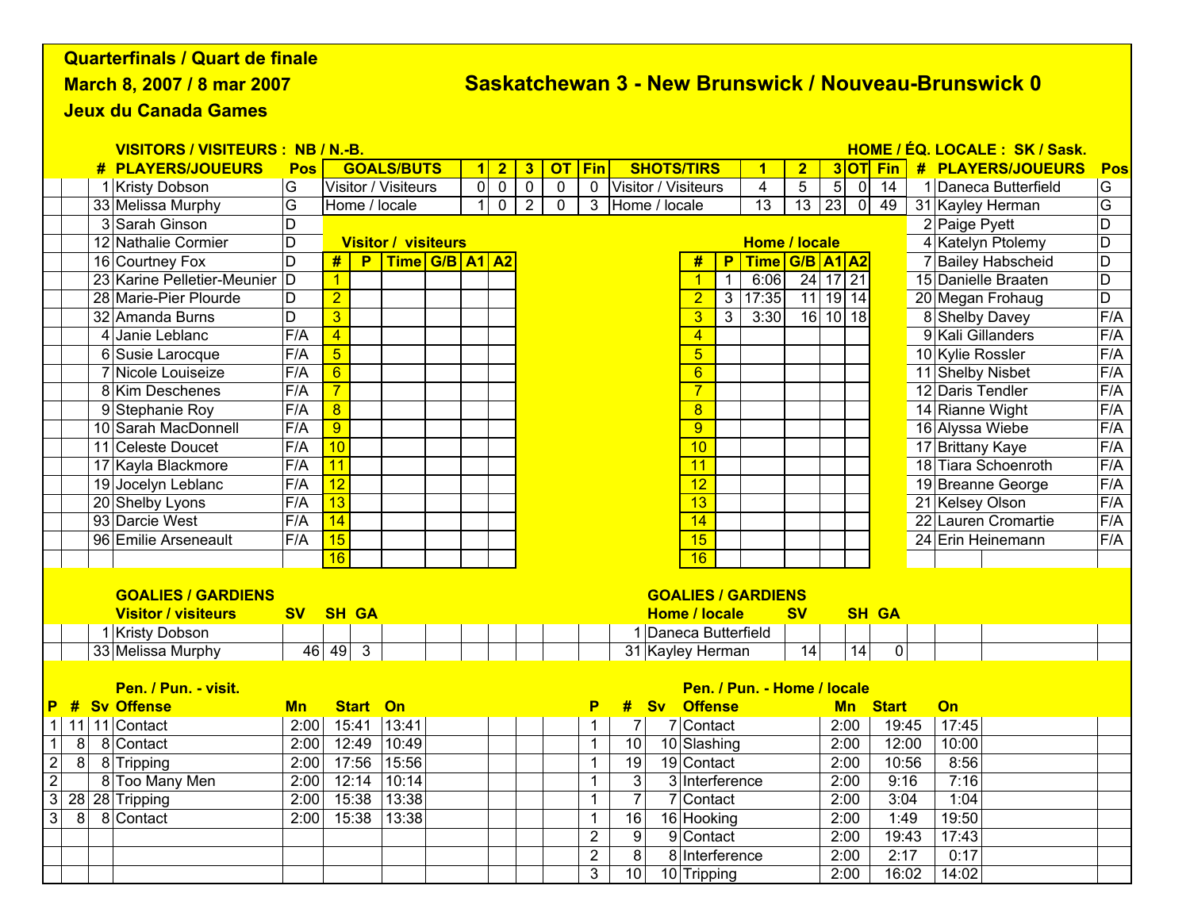**Quarterfinals / Quart de finale**

**March 8, 2007 / 8 mar 2007**

**Jeux du Canada Games**

## Saskatchewan 3 - New Brunswick / Nouveau-Brunswick 0

**VISITORS / VISITEURS : NB / N.-B.** — **HOME / ÉQ. LOCALE : SK / Sask.**

### Visitors roster

| # | PLAYERS/JOUEURS | Pos |
|---|---|---|
| 1 | Kristy Dobson | G |
| 33 | Melissa Murphy | G |
| 3 | Sarah Ginson | D |
| 12 | Nathalie Cormier | D |
| 16 | Courtney Fox | D |
| 23 | Karine Pelletier-Meunier | D |
| 28 | Marie-Pier Plourde | D |
| 32 | Amanda Burns | D |
| 4 | Janie Leblanc | F/A |
| 6 | Susie Larocque | F/A |
| 7 | Nicole Louiseize | F/A |
| 8 | Kim Deschenes | F/A |
| 9 | Stephanie Roy | F/A |
| 10 | Sarah MacDonnell | F/A |
| 11 | Celeste Doucet | F/A |
| 17 | Kayla Blackmore | F/A |
| 19 | Jocelyn Leblanc | F/A |
| 20 | Shelby Lyons | F/A |
| 93 | Darcie West | F/A |
| 96 | Emilie Arseneault | F/A |

### Home roster

| # | PLAYERS/JOUEURS | Pos |
|---|---|---|
| 1 | Daneca Butterfield | G |
| 31 | Kayley Herman | G |
| 2 | Paige Pyett | D |
| 4 | Katelyn Ptolemy | D |
| 7 | Bailey Habscheid | D |
| 15 | Danielle Braaten | D |
| 20 | Megan Frohaug | D |
| 8 | Shelby Davey | F/A |
| 9 | Kali Gillanders | F/A |
| 10 | Kylie Rossler | F/A |
| 11 | Shelby Nisbet | F/A |
| 12 | Daris Tendler | F/A |
| 14 | Rianne Wight | F/A |
| 16 | Alyssa Wiebe | F/A |
| 17 | Brittany Kaye | F/A |
| 18 | Tiara Schoenroth | F/A |
| 19 | Breanne George | F/A |
| 21 | Kelsey Olson | F/A |
| 22 | Lauren Cromartie | F/A |
| 24 | Erin Heinemann | F/A |

### GOALS/BUTS

| GOALS/BUTS | 1 | 2 | 3 | OT | Fin |
|---|---|---|---|---|---|
| Visitor / Visiteurs | 0 | 0 | 0 | 0 | 0 |
| Home / locale | 1 | 0 | 2 | 0 | 3 |

### SHOTS/TIRS

| SHOTS/TIRS | 1 | 2 | 3 | OT | Fin |
|---|---|---|---|---|---|
| Visitor / Visiteurs | 4 | 5 | 5 | 0 | 14 |
| Home / locale | 13 | 13 | 23 | 0 | 49 |

### Visitor / visiteurs — Scoring

| # | P | Time | G/B | A1 | A2 |
|---|---|---|---|---|---|
| 1 | | | | | |
| 2 | | | | | |
| 3 | | | | | |
| 4 | | | | | |
| 5 | | | | | |
| 6 | | | | | |
| 7 | | | | | |
| 8 | | | | | |
| 9 | | | | | |
| 10 | | | | | |
| 11 | | | | | |
| 12 | | | | | |
| 13 | | | | | |
| 14 | | | | | |
| 15 | | | | | |
| 16 | | | | | |

### Home / locale — Scoring

| # | P | Time | G/B | A1 | A2 |
|---|---|---|---|---|---|
| 1 | 1 | 6:06 | 24 | 17 | 21 |
| 2 | 3 | 17:35 | 11 | 19 | 14 |
| 3 | 3 | 3:30 | 16 | 10 | 18 |
| 4 | | | | | |
| 5 | | | | | |
| 6 | | | | | |
| 7 | | | | | |
| 8 | | | | | |
| 9 | | | | | |
| 10 | | | | | |
| 11 | | | | | |
| 12 | | | | | |
| 13 | | | | | |
| 14 | | | | | |
| 15 | | | | | |
| 16 | | | | | |

### GOALIES / GARDIENS

**Visitor / visiteurs**

| # | Goalie | SV | SH | GA |
|---|---|---|---|---|
| 1 | Kristy Dobson | | | |
| 33 | Melissa Murphy | 46 | 49 | 3 |

**Home / locale**

| # | Goalie | SV | SH | GA |
|---|---|---|---|---|
| 1 | Daneca Butterfield | | | |
| 31 | Kayley Herman | 14 | 14 | 0 |

### Pen. / Pun. - visit.

| P | # | Sv | Offense | Mn | Start | On |
|---|---|---|---|---|---|---|
| 1 | 11 | 11 | Contact | 2:00 | 15:41 | 13:41 |
| 1 | 8 | 8 | Contact | 2:00 | 12:49 | 10:49 |
| 2 | 8 | 8 | Tripping | 2:00 | 17:56 | 15:56 |
| 2 | | 8 | Too Many Men | 2:00 | 12:14 | 10:14 |
| 3 | 28 | 28 | Tripping | 2:00 | 15:38 | 13:38 |
| 3 | 8 | 8 | Contact | 2:00 | 15:38 | 13:38 |

### Pen. / Pun. - Home / locale

| P | # | Sv | Offense | Mn | Start | On |
|---|---|---|---|---|---|---|
| 1 | 7 | 7 | Contact | 2:00 | 19:45 | 17:45 |
| 1 | 10 | 10 | Slashing | 2:00 | 12:00 | 10:00 |
| 1 | 19 | 19 | Contact | 2:00 | 10:56 | 8:56 |
| 1 | 3 | 3 | Interference | 2:00 | 9:16 | 7:16 |
| 1 | 7 | 7 | Contact | 2:00 | 3:04 | 1:04 |
| 1 | 16 | 16 | Hooking | 2:00 | 1:49 | 19:50 |
| 2 | 9 | 9 | Contact | 2:00 | 19:43 | 17:43 |
| 2 | 8 | 8 | Interference | 2:00 | 2:17 | 0:17 |
| 3 | 10 | 10 | Tripping | 2:00 | 16:02 | 14:02 |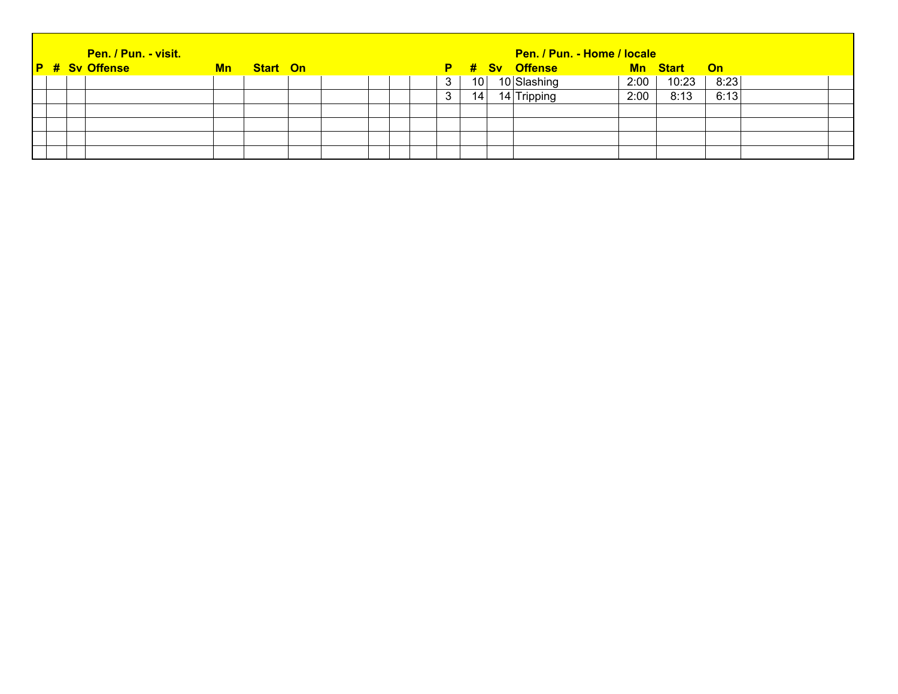| | | | Pen. / Pun. - visit. | | | | | | | | | | | Pen. / Pun. - Home / locale | | | | | |
|---|---|---|---|---|---|---|---|---|---|---|---|---|---|---|---|---|---|---|---|
| P | # | Sv | Offense | Mn | Start | On | | | | | P | # | Sv | Offense | Mn | Start | On | | |
| | | | | | | | | | | | 3 | 10 | 10 | Slashing | 2:00 | 10:23 | 8:23 | | |
| | | | | | | | | | | | 3 | 14 | 14 | Tripping | 2:00 | 8:13 | 6:13 | | |
| | | | | | | | | | | | | | | | | | | | |
| | | | | | | | | | | | | | | | | | | | |
| | | | | | | | | | | | | | | | | | | | |
| | | | | | | | | | | | | | | | | | | | |